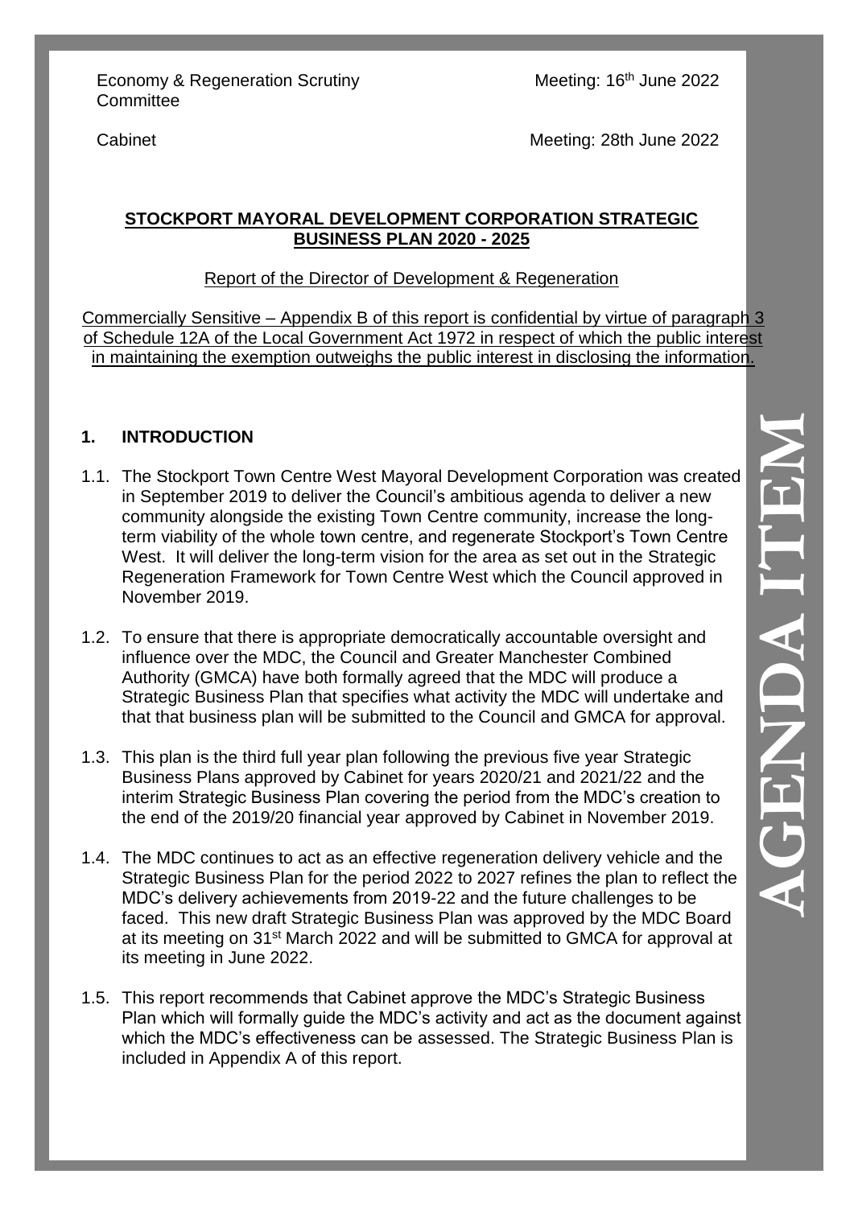Economy & Regeneration Scrutiny Committee

Meeting: 16th June 2022

Cabinet

Meeting: 28th June 2022

**STOCKPORT MAYORAL DEVELOPMENT CORPORATION STRATEGIC BUSINESS PLAN 2020 - 2025**

Report of the Director of Development & Regeneration

Commercially Sensitive – Appendix B of this report is confidential by virtue of paragraph 3 of Schedule 12A of the Local Government Act 1972 in respect of which the public interest in maintaining the exemption outweighs the public interest in disclosing the information.

## 1. INTRODUCTION

1.1. The Stockport Town Centre West Mayoral Development Corporation was created in September 2019 to deliver the Council's ambitious agenda to deliver a new community alongside the existing Town Centre community, increase the long-term viability of the whole town centre, and regenerate Stockport's Town Centre West. It will deliver the long-term vision for the area as set out in the Strategic Regeneration Framework for Town Centre West which the Council approved in November 2019.

1.2. To ensure that there is appropriate democratically accountable oversight and influence over the MDC, the Council and Greater Manchester Combined Authority (GMCA) have both formally agreed that the MDC will produce a Strategic Business Plan that specifies what activity the MDC will undertake and that that business plan will be submitted to the Council and GMCA for approval.

1.3. This plan is the third full year plan following the previous five year Strategic Business Plans approved by Cabinet for years 2020/21 and 2021/22 and the interim Strategic Business Plan covering the period from the MDC's creation to the end of the 2019/20 financial year approved by Cabinet in November 2019.

1.4. The MDC continues to act as an effective regeneration delivery vehicle and the Strategic Business Plan for the period 2022 to 2027 refines the plan to reflect the MDC's delivery achievements from 2019-22 and the future challenges to be faced. This new draft Strategic Business Plan was approved by the MDC Board at its meeting on 31st March 2022 and will be submitted to GMCA for approval at its meeting in June 2022.

1.5. This report recommends that Cabinet approve the MDC's Strategic Business Plan which will formally guide the MDC's activity and act as the document against which the MDC's effectiveness can be assessed. The Strategic Business Plan is included in Appendix A of this report.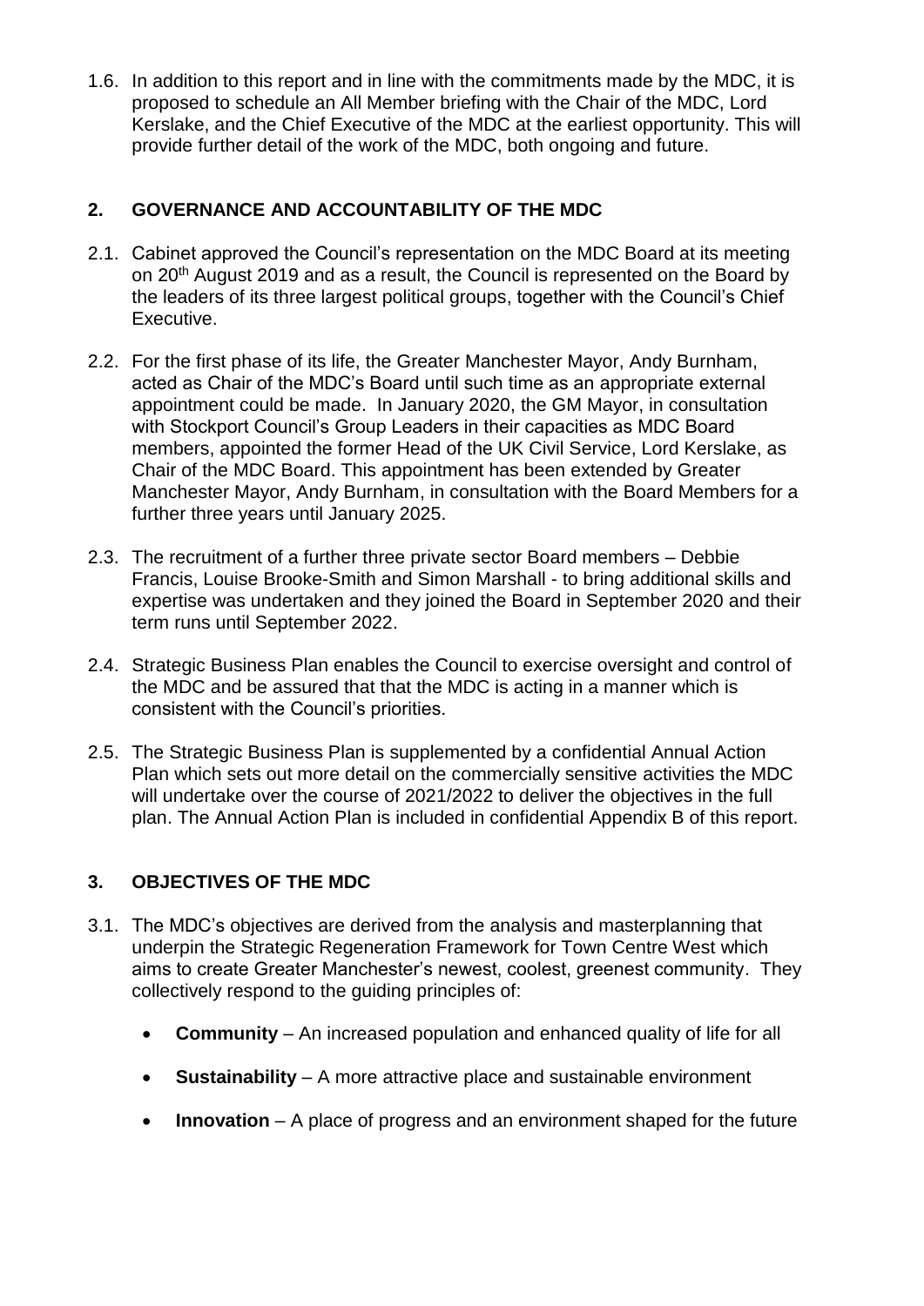1.6. In addition to this report and in line with the commitments made by the MDC, it is proposed to schedule an All Member briefing with the Chair of the MDC, Lord Kerslake, and the Chief Executive of the MDC at the earliest opportunity. This will provide further detail of the work of the MDC, both ongoing and future.

## 2. GOVERNANCE AND ACCOUNTABILITY OF THE MDC

2.1. Cabinet approved the Council's representation on the MDC Board at its meeting on 20th August 2019 and as a result, the Council is represented on the Board by the leaders of its three largest political groups, together with the Council's Chief Executive.

2.2. For the first phase of its life, the Greater Manchester Mayor, Andy Burnham, acted as Chair of the MDC's Board until such time as an appropriate external appointment could be made. In January 2020, the GM Mayor, in consultation with Stockport Council's Group Leaders in their capacities as MDC Board members, appointed the former Head of the UK Civil Service, Lord Kerslake, as Chair of the MDC Board. This appointment has been extended by Greater Manchester Mayor, Andy Burnham, in consultation with the Board Members for a further three years until January 2025.

2.3. The recruitment of a further three private sector Board members – Debbie Francis, Louise Brooke-Smith and Simon Marshall - to bring additional skills and expertise was undertaken and they joined the Board in September 2020 and their term runs until September 2022.

2.4. Strategic Business Plan enables the Council to exercise oversight and control of the MDC and be assured that that the MDC is acting in a manner which is consistent with the Council's priorities.

2.5. The Strategic Business Plan is supplemented by a confidential Annual Action Plan which sets out more detail on the commercially sensitive activities the MDC will undertake over the course of 2021/2022 to deliver the objectives in the full plan. The Annual Action Plan is included in confidential Appendix B of this report.

## 3. OBJECTIVES OF THE MDC

3.1. The MDC's objectives are derived from the analysis and masterplanning that underpin the Strategic Regeneration Framework for Town Centre West which aims to create Greater Manchester's newest, coolest, greenest community. They collectively respond to the guiding principles of:

- **Community** – An increased population and enhanced quality of life for all
- **Sustainability** – A more attractive place and sustainable environment
- **Innovation** – A place of progress and an environment shaped for the future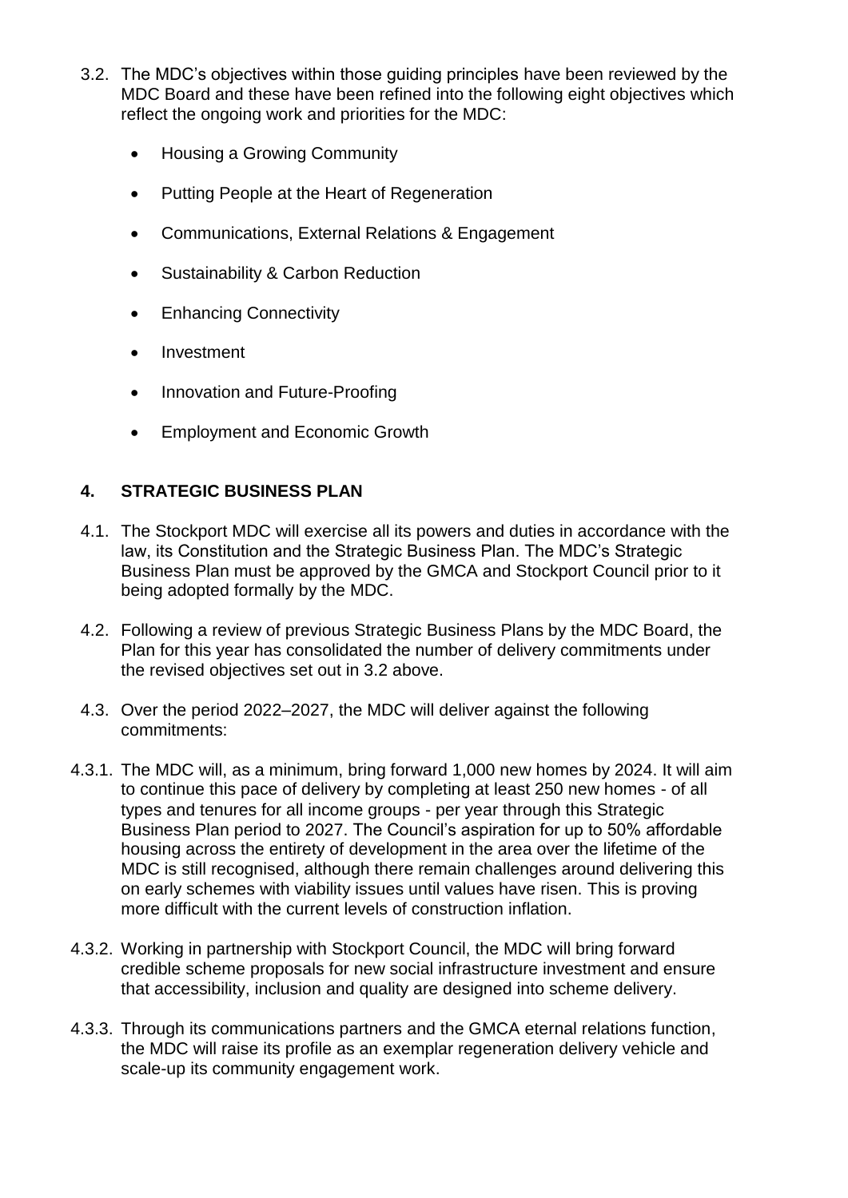3.2. The MDC's objectives within those guiding principles have been reviewed by the MDC Board and these have been refined into the following eight objectives which reflect the ongoing work and priorities for the MDC:

- Housing a Growing Community
- Putting People at the Heart of Regeneration
- Communications, External Relations & Engagement
- Sustainability & Carbon Reduction
- Enhancing Connectivity
- Investment
- Innovation and Future-Proofing
- Employment and Economic Growth

## 4. STRATEGIC BUSINESS PLAN

4.1. The Stockport MDC will exercise all its powers and duties in accordance with the law, its Constitution and the Strategic Business Plan. The MDC's Strategic Business Plan must be approved by the GMCA and Stockport Council prior to it being adopted formally by the MDC.

4.2. Following a review of previous Strategic Business Plans by the MDC Board, the Plan for this year has consolidated the number of delivery commitments under the revised objectives set out in 3.2 above.

4.3. Over the period 2022–2027, the MDC will deliver against the following commitments:

4.3.1. The MDC will, as a minimum, bring forward 1,000 new homes by 2024. It will aim to continue this pace of delivery by completing at least 250 new homes - of all types and tenures for all income groups - per year through this Strategic Business Plan period to 2027. The Council's aspiration for up to 50% affordable housing across the entirety of development in the area over the lifetime of the MDC is still recognised, although there remain challenges around delivering this on early schemes with viability issues until values have risen. This is proving more difficult with the current levels of construction inflation.

4.3.2. Working in partnership with Stockport Council, the MDC will bring forward credible scheme proposals for new social infrastructure investment and ensure that accessibility, inclusion and quality are designed into scheme delivery.

4.3.3. Through its communications partners and the GMCA eternal relations function, the MDC will raise its profile as an exemplar regeneration delivery vehicle and scale-up its community engagement work.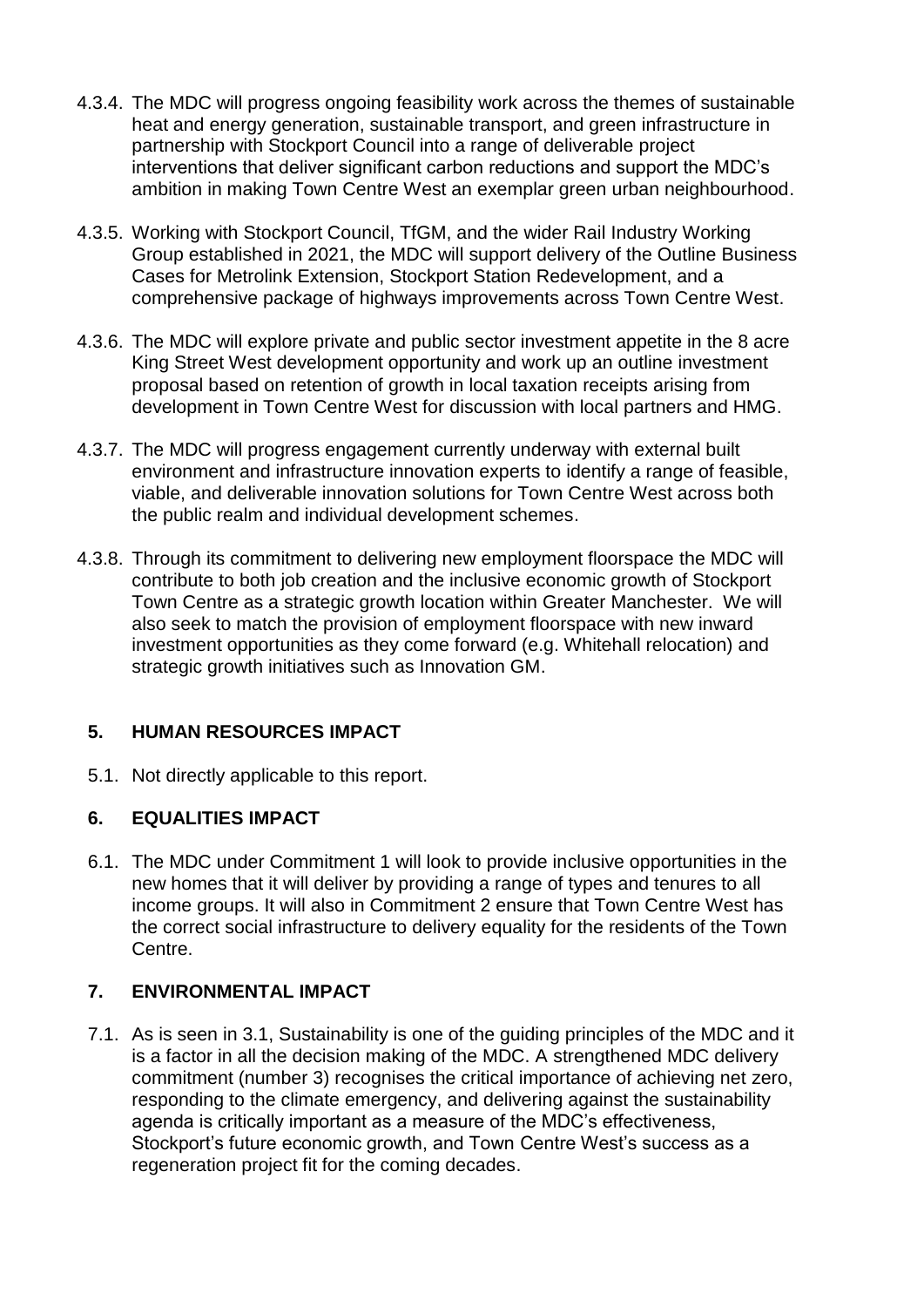4.3.4. The MDC will progress ongoing feasibility work across the themes of sustainable heat and energy generation, sustainable transport, and green infrastructure in partnership with Stockport Council into a range of deliverable project interventions that deliver significant carbon reductions and support the MDC's ambition in making Town Centre West an exemplar green urban neighbourhood.

4.3.5. Working with Stockport Council, TfGM, and the wider Rail Industry Working Group established in 2021, the MDC will support delivery of the Outline Business Cases for Metrolink Extension, Stockport Station Redevelopment, and a comprehensive package of highways improvements across Town Centre West.

4.3.6. The MDC will explore private and public sector investment appetite in the 8 acre King Street West development opportunity and work up an outline investment proposal based on retention of growth in local taxation receipts arising from development in Town Centre West for discussion with local partners and HMG.

4.3.7. The MDC will progress engagement currently underway with external built environment and infrastructure innovation experts to identify a range of feasible, viable, and deliverable innovation solutions for Town Centre West across both the public realm and individual development schemes.

4.3.8. Through its commitment to delivering new employment floorspace the MDC will contribute to both job creation and the inclusive economic growth of Stockport Town Centre as a strategic growth location within Greater Manchester. We will also seek to match the provision of employment floorspace with new inward investment opportunities as they come forward (e.g. Whitehall relocation) and strategic growth initiatives such as Innovation GM.

## 5. HUMAN RESOURCES IMPACT

5.1. Not directly applicable to this report.

## 6. EQUALITIES IMPACT

6.1. The MDC under Commitment 1 will look to provide inclusive opportunities in the new homes that it will deliver by providing a range of types and tenures to all income groups. It will also in Commitment 2 ensure that Town Centre West has the correct social infrastructure to delivery equality for the residents of the Town Centre.

## 7. ENVIRONMENTAL IMPACT

7.1. As is seen in 3.1, Sustainability is one of the guiding principles of the MDC and it is a factor in all the decision making of the MDC. A strengthened MDC delivery commitment (number 3) recognises the critical importance of achieving net zero, responding to the climate emergency, and delivering against the sustainability agenda is critically important as a measure of the MDC's effectiveness, Stockport's future economic growth, and Town Centre West's success as a regeneration project fit for the coming decades.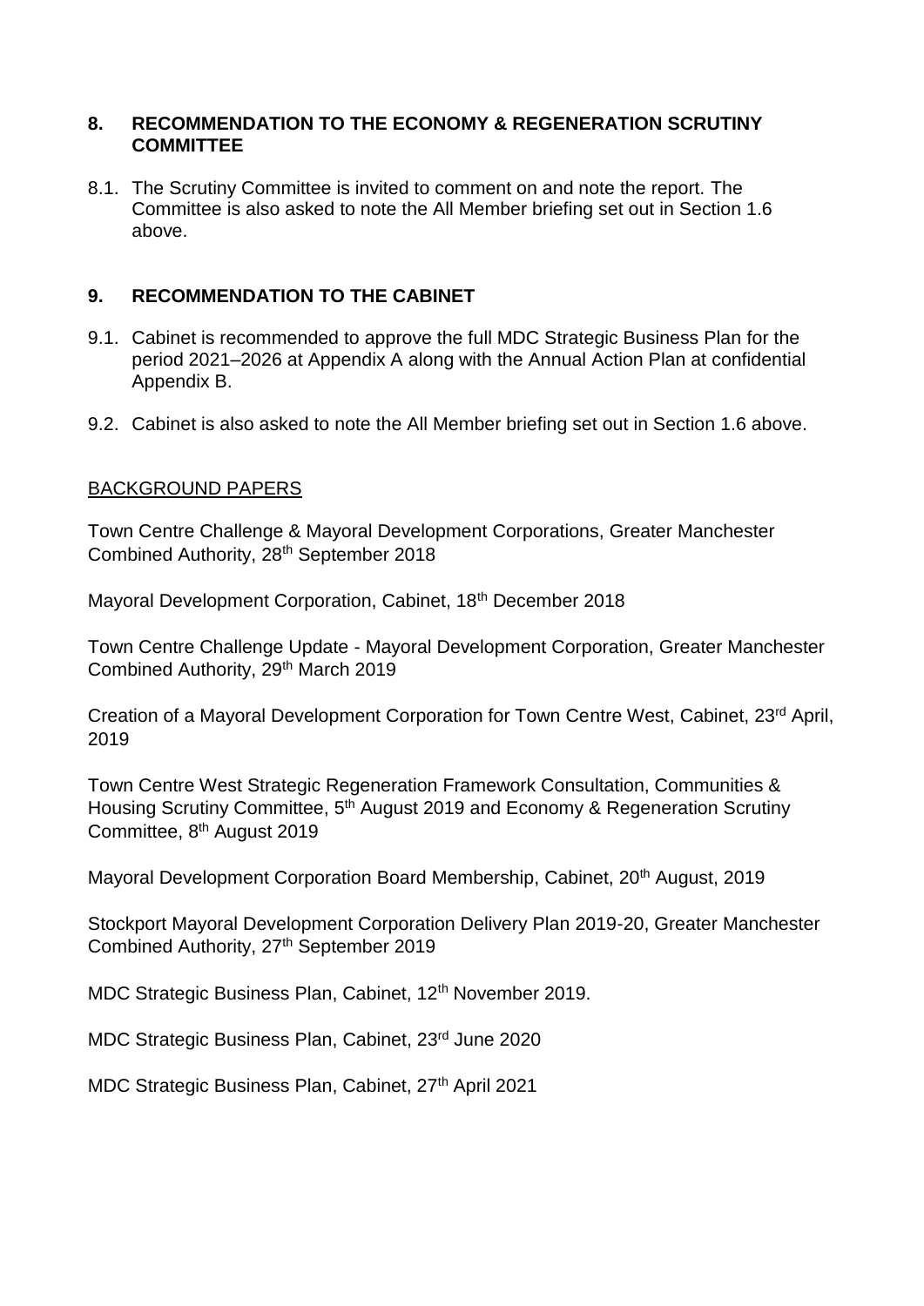## 8. RECOMMENDATION TO THE ECONOMY & REGENERATION SCRUTINY COMMITTEE

8.1. The Scrutiny Committee is invited to comment on and note the report. The Committee is also asked to note the All Member briefing set out in Section 1.6 above.

## 9. RECOMMENDATION TO THE CABINET

9.1. Cabinet is recommended to approve the full MDC Strategic Business Plan for the period 2021–2026 at Appendix A along with the Annual Action Plan at confidential Appendix B.

9.2. Cabinet is also asked to note the All Member briefing set out in Section 1.6 above.

### BACKGROUND PAPERS

Town Centre Challenge & Mayoral Development Corporations, Greater Manchester Combined Authority, 28th September 2018

Mayoral Development Corporation, Cabinet, 18th December 2018

Town Centre Challenge Update - Mayoral Development Corporation, Greater Manchester Combined Authority, 29th March 2019

Creation of a Mayoral Development Corporation for Town Centre West, Cabinet, 23rd April, 2019

Town Centre West Strategic Regeneration Framework Consultation, Communities & Housing Scrutiny Committee, 5th August 2019 and Economy & Regeneration Scrutiny Committee, 8th August 2019

Mayoral Development Corporation Board Membership, Cabinet, 20th August, 2019

Stockport Mayoral Development Corporation Delivery Plan 2019-20, Greater Manchester Combined Authority, 27th September 2019

MDC Strategic Business Plan, Cabinet, 12th November 2019.

MDC Strategic Business Plan, Cabinet, 23rd June 2020

MDC Strategic Business Plan, Cabinet, 27th April 2021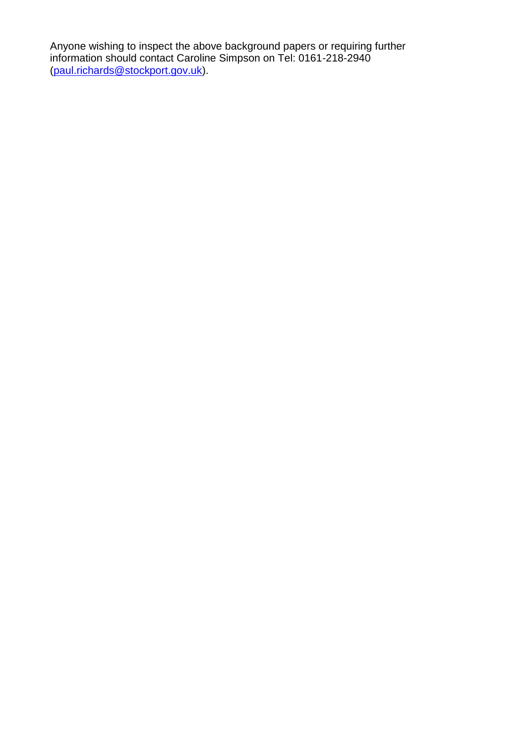Anyone wishing to inspect the above background papers or requiring further information should contact Caroline Simpson on Tel: 0161-218-2940 (paul.richards@stockport.gov.uk).